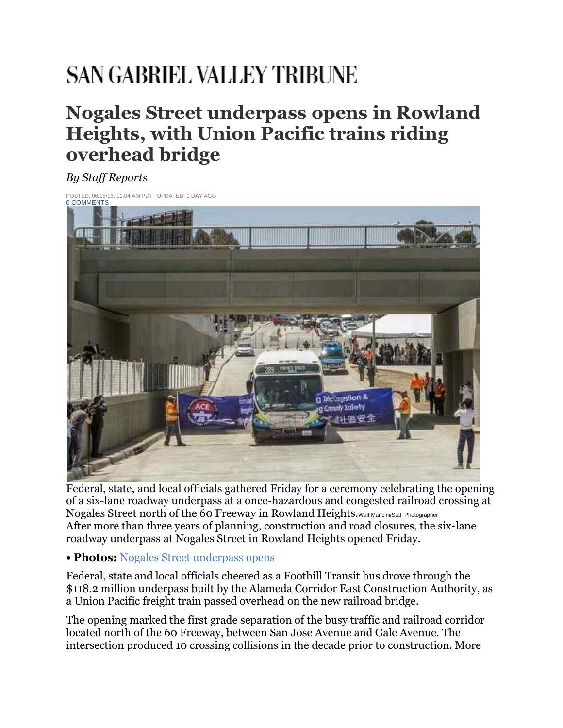SAN GABRIEL VALLEY TRIBUNE

# Nogales Street underpass opens in Rowland Heights, with Union Pacific trains riding overhead bridge

*By Staff Reports*

POSTED: 06/18/16, 11:04 AM PDT | UPDATED: 1 DAY AGO
0 COMMENTS

Federal, state, and local officials gathered Friday for a ceremony celebrating the opening of a six-lane roadway underpass at a once-hazardous and congested railroad crossing at Nogales Street north of the 60 Freeway in Rowland Heights. Walt Mancini/Staff Photographer

After more than three years of planning, construction and road closures, the six-lane roadway underpass at Nogales Street in Rowland Heights opened Friday.

• **Photos:** Nogales Street underpass opens

Federal, state and local officials cheered as a Foothill Transit bus drove through the $118.2 million underpass built by the Alameda Corridor East Construction Authority, as a Union Pacific freight train passed overhead on the new railroad bridge.

The opening marked the first grade separation of the busy traffic and railroad corridor located north of the 60 Freeway, between San Jose Avenue and Gale Avenue. The intersection produced 10 crossing collisions in the decade prior to construction. More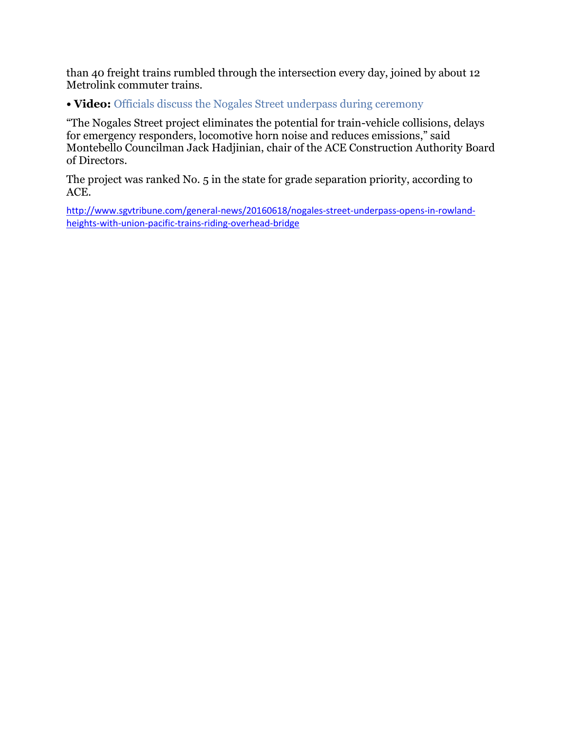than 40 freight trains rumbled through the intersection every day, joined by about 12 Metrolink commuter trains.

• **Video:** Officials discuss the Nogales Street underpass during ceremony

"The Nogales Street project eliminates the potential for train-vehicle collisions, delays for emergency responders, locomotive horn noise and reduces emissions," said Montebello Councilman Jack Hadjinian, chair of the ACE Construction Authority Board of Directors.

The project was ranked No. 5 in the state for grade separation priority, according to ACE.

http://www.sgvtribune.com/general-news/20160618/nogales-street-underpass-opens-in-rowland-heights-with-union-pacific-trains-riding-overhead-bridge